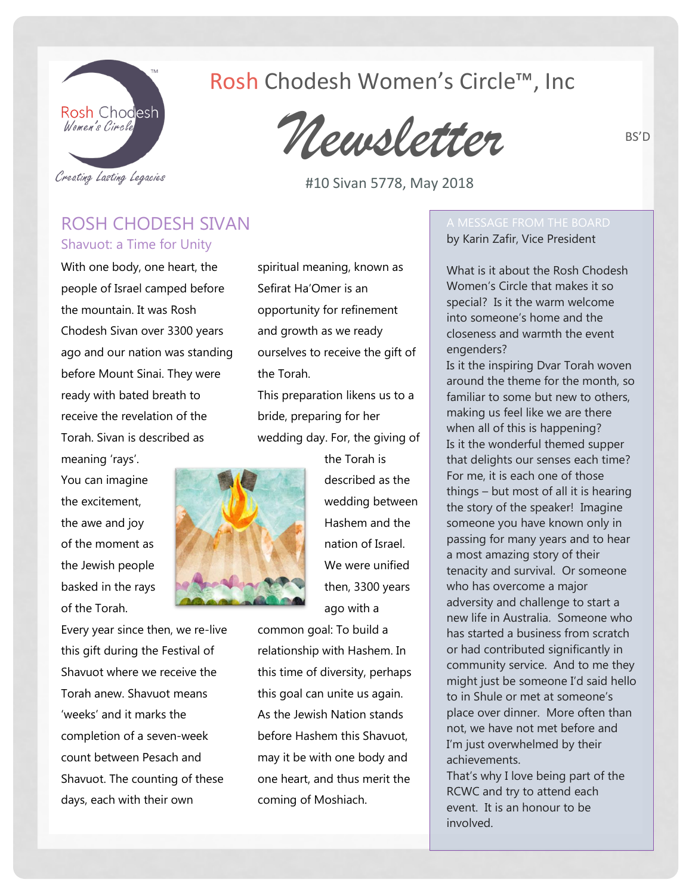Rosh Chodesh Women's Circle™, Inc

# Newsletter

BS'D

#10 Sivan 5778, May 2018

## ROSH CHODESH SIVAN

### Shavuot: a Time for Unity

With one body, one heart, the people of Israel camped before the mountain. It was Rosh Chodesh Sivan over 3300 years ago and our nation was standing before Mount Sinai. They were ready with bated breath to receive the revelation of the Torah. Sivan is described as meaning 'rays'.

You can imagine the excitement, the awe and joy of the moment as the Jewish people basked in the rays of the Torah.

Every year since then, we re-live this gift during the Festival of Shavuot where we receive the Torah anew. Shavuot means 'weeks' and it marks the completion of a seven-week count between Pesach and Shavuot. The counting of these days, each with their own spiritual meaning, known as Sefirat Ha'Omer is an opportunity for refinement and growth as we ready ourselves to receive the gift of the Torah.

This preparation likens us to a bride, preparing for her wedding day. For, the giving of the Torah is described as the wedding between Hashem and the nation of Israel. We were unified then, 3300 years ago with a common goal: To build a relationship with Hashem. In this time of diversity, perhaps this goal can unite us again. As the Jewish Nation stands before Hashem this Shavuot, may it be with one body and one heart, and thus merit the coming of Moshiach.

## A MESSAGE FROM THE BOARD

by Karin Zafir, Vice President

What is it about the Rosh Chodesh Women's Circle that makes it so special? Is it the warm welcome into someone's home and the closeness and warmth the event engenders?

Is it the inspiring Dvar Torah woven around the theme for the month, so familiar to some but new to others, making us feel like we are there when all of this is happening?

Is it the wonderful themed supper that delights our senses each time?

For me, it is each one of those things – but most of all it is hearing the story of the speaker! Imagine someone you have known only in passing for many years and to hear a most amazing story of their tenacity and survival. Or someone who has overcome a major adversity and challenge to start a new life in Australia. Someone who has started a business from scratch or had contributed significantly in community service. And to me they might just be someone I'd said hello to in Shule or met at someone's place over dinner. More often than not, we have not met before and I'm just overwhelmed by their achievements.

That's why I love being part of the RCWC and try to attend each event. It is an honour to be involved.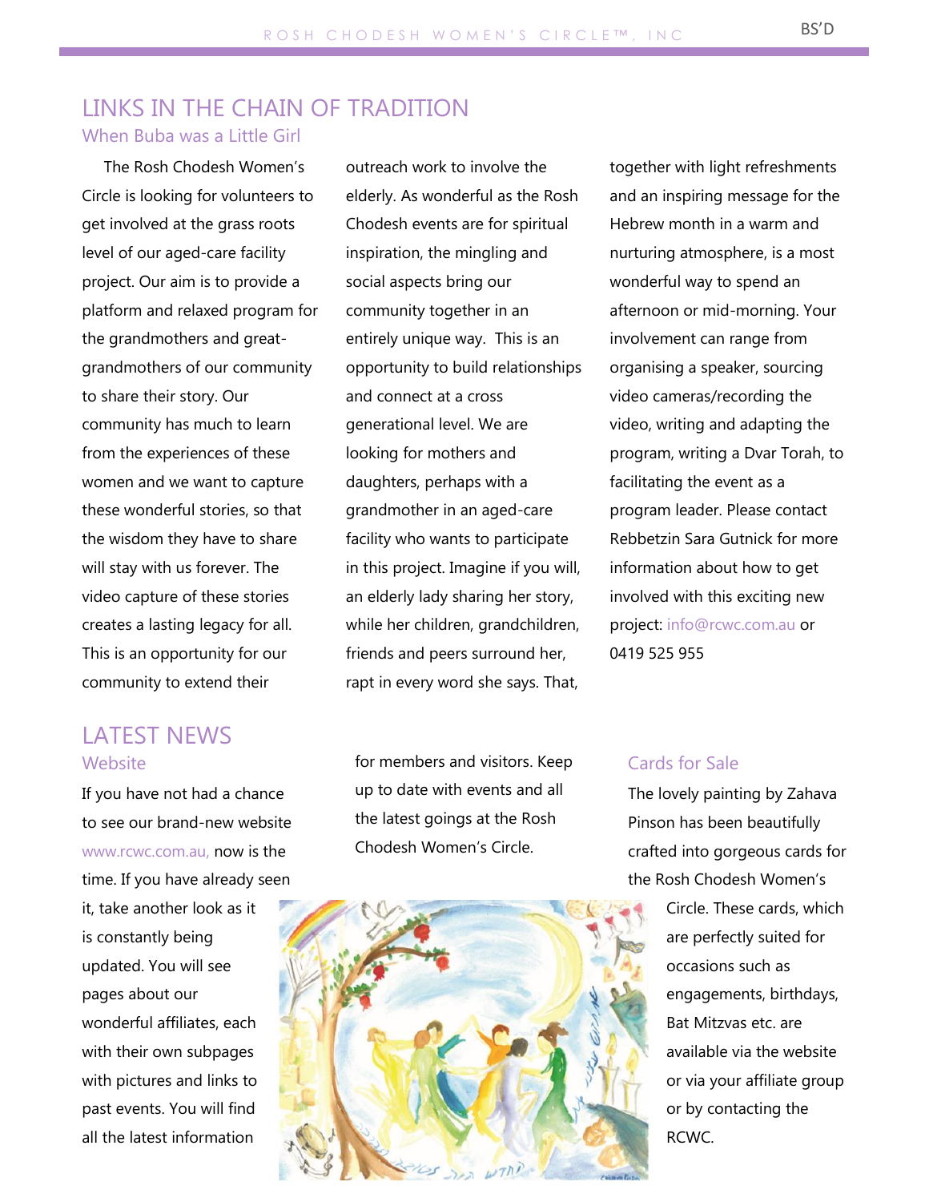# LINKS IN THE CHAIN OF TRADITION

## When Buba was a Little Girl

The Rosh Chodesh Women's Circle is looking for volunteers to get involved at the grass roots level of our aged-care facility project. Our aim is to provide a platform and relaxed program for the grandmothers and great-grandmothers of our community to share their story. Our community has much to learn from the experiences of these women and we want to capture these wonderful stories, so that the wisdom they have to share will stay with us forever. The video capture of these stories creates a lasting legacy for all. This is an opportunity for our community to extend their outreach work to involve the elderly. As wonderful as the Rosh Chodesh events are for spiritual inspiration, the mingling and social aspects bring our community together in an entirely unique way. This is an opportunity to build relationships and connect at a cross generational level. We are looking for mothers and daughters, perhaps with a grandmother in an aged-care facility who wants to participate in this project. Imagine if you will, an elderly lady sharing her story, while her children, grandchildren, friends and peers surround her, rapt in every word she says. That, together with light refreshments and an inspiring message for the Hebrew month in a warm and nurturing atmosphere, is a most wonderful way to spend an afternoon or mid-morning. Your involvement can range from organising a speaker, sourcing video cameras/recording the video, writing and adapting the program, writing a Dvar Torah, to facilitating the event as a program leader. Please contact Rebbetzin Sara Gutnick for more information about how to get involved with this exciting new project: info@rcwc.com.au or 0419 525 955

# LATEST NEWS

## Website

If you have not had a chance to see our brand-new website www.rcwc.com.au, now is the time. If you have already seen it, take another look as it is constantly being updated. You will see pages about our wonderful affiliates, each with their own subpages with pictures and links to past events. You will find all the latest information for members and visitors. Keep up to date with events and all the latest goings at the Rosh Chodesh Women's Circle.

## Cards for Sale

The lovely painting by Zahava Pinson has been beautifully crafted into gorgeous cards for the Rosh Chodesh Women's Circle. These cards, which are perfectly suited for occasions such as engagements, birthdays, Bat Mitzvas etc. are available via the website or via your affiliate group or by contacting the RCWC.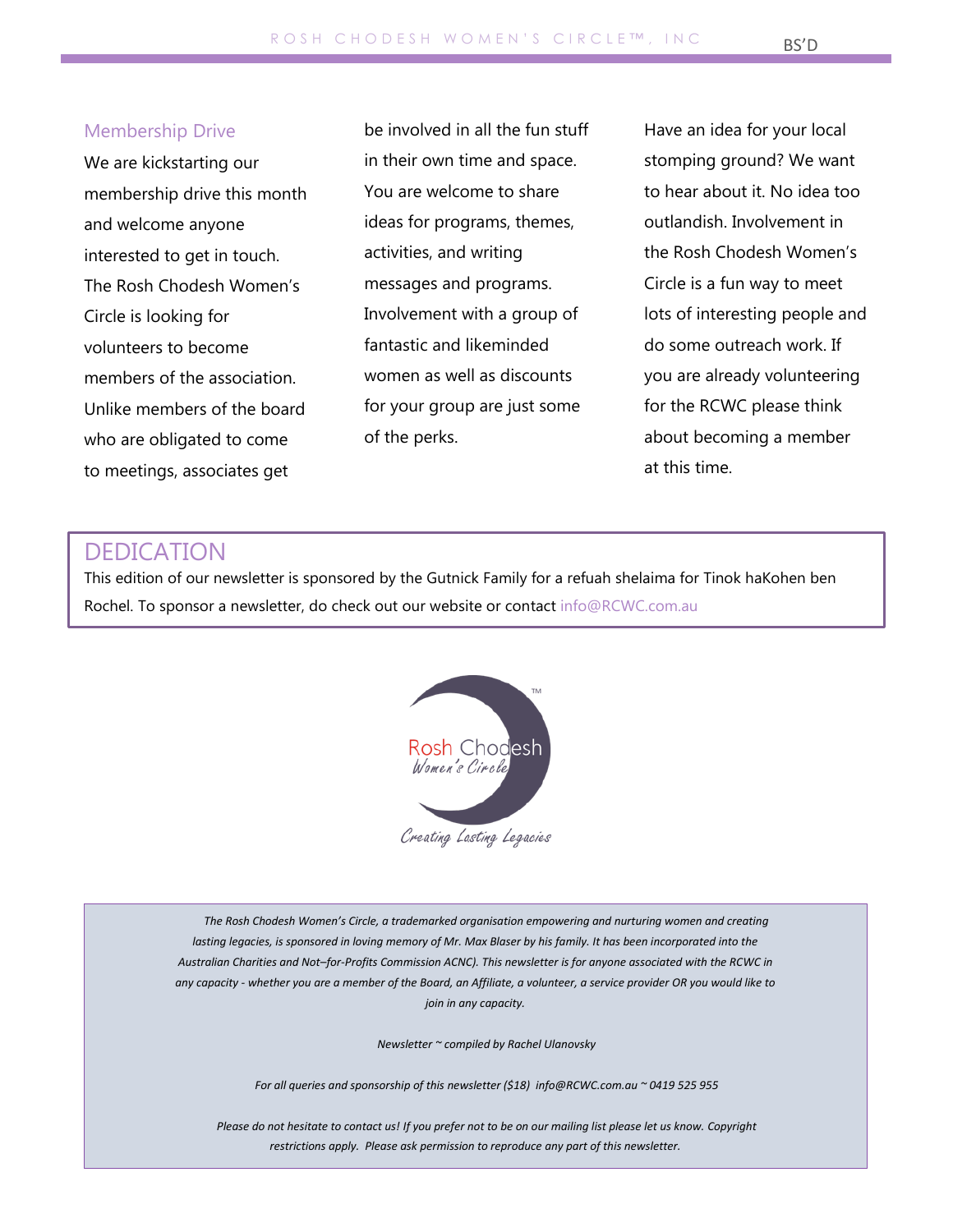## Membership Drive

We are kickstarting our membership drive this month and welcome anyone interested to get in touch. The Rosh Chodesh Women's Circle is looking for volunteers to become members of the association. Unlike members of the board who are obligated to come to meetings, associates get be involved in all the fun stuff in their own time and space. You are welcome to share ideas for programs, themes, activities, and writing messages and programs. Involvement with a group of fantastic and likeminded women as well as discounts for your group are just some of the perks.

Have an idea for your local stomping ground? We want to hear about it. No idea too outlandish. Involvement in the Rosh Chodesh Women's Circle is a fun way to meet lots of interesting people and do some outreach work. If you are already volunteering for the RCWC please think about becoming a member at this time.

## DEDICATION

This edition of our newsletter is sponsored by the Gutnick Family for a refuah shelaima for Tinok haKohen ben Rochel. To sponsor a newsletter, do check out our website or contact info@RCWC.com.au

Rosh Chodesh Women's Circle ™

Creating Lasting Legacies

*The Rosh Chodesh Women's Circle, a trademarked organisation empowering and nurturing women and creating lasting legacies, is sponsored in loving memory of Mr. Max Blaser by his family. It has been incorporated into the Australian Charities and Not–for-Profits Commission ACNC). This newsletter is for anyone associated with the RCWC in any capacity - whether you are a member of the Board, an Affiliate, a volunteer, a service provider OR you would like to join in any capacity.*

*Newsletter ~ compiled by Rachel Ulanovsky*

*For all queries and sponsorship of this newsletter ($18) info@RCWC.com.au ~ 0419 525 955*

*Please do not hesitate to contact us! If you prefer not to be on our mailing list please let us know. Copyright restrictions apply. Please ask permission to reproduce any part of this newsletter.*